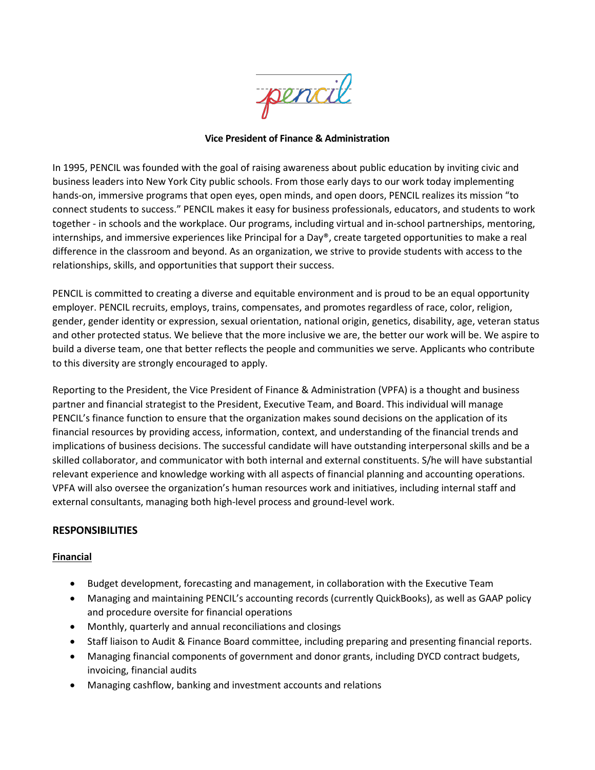pencil

**Vice President of Finance & Administration**

In 1995, PENCIL was founded with the goal of raising awareness about public education by inviting civic and business leaders into New York City public schools. From those early days to our work today implementing hands-on, immersive programs that open eyes, open minds, and open doors, PENCIL realizes its mission "to connect students to success." PENCIL makes it easy for business professionals, educators, and students to work together - in schools and the workplace. Our programs, including virtual and in-school partnerships, mentoring, internships, and immersive experiences like Principal for a Day®, create targeted opportunities to make a real difference in the classroom and beyond. As an organization, we strive to provide students with access to the relationships, skills, and opportunities that support their success.

PENCIL is committed to creating a diverse and equitable environment and is proud to be an equal opportunity employer. PENCIL recruits, employs, trains, compensates, and promotes regardless of race, color, religion, gender, gender identity or expression, sexual orientation, national origin, genetics, disability, age, veteran status and other protected status. We believe that the more inclusive we are, the better our work will be. We aspire to build a diverse team, one that better reflects the people and communities we serve. Applicants who contribute to this diversity are strongly encouraged to apply.

Reporting to the President, the Vice President of Finance & Administration (VPFA) is a thought and business partner and financial strategist to the President, Executive Team, and Board. This individual will manage PENCIL's finance function to ensure that the organization makes sound decisions on the application of its financial resources by providing access, information, context, and understanding of the financial trends and implications of business decisions. The successful candidate will have outstanding interpersonal skills and be a skilled collaborator, and communicator with both internal and external constituents. S/he will have substantial relevant experience and knowledge working with all aspects of financial planning and accounting operations. VPFA will also oversee the organization's human resources work and initiatives, including internal staff and external consultants, managing both high-level process and ground-level work.

## RESPONSIBILITIES

### Financial

- Budget development, forecasting and management, in collaboration with the Executive Team
- Managing and maintaining PENCIL's accounting records (currently QuickBooks), as well as GAAP policy and procedure oversite for financial operations
- Monthly, quarterly and annual reconciliations and closings
- Staff liaison to Audit & Finance Board committee, including preparing and presenting financial reports.
- Managing financial components of government and donor grants, including DYCD contract budgets, invoicing, financial audits
- Managing cashflow, banking and investment accounts and relations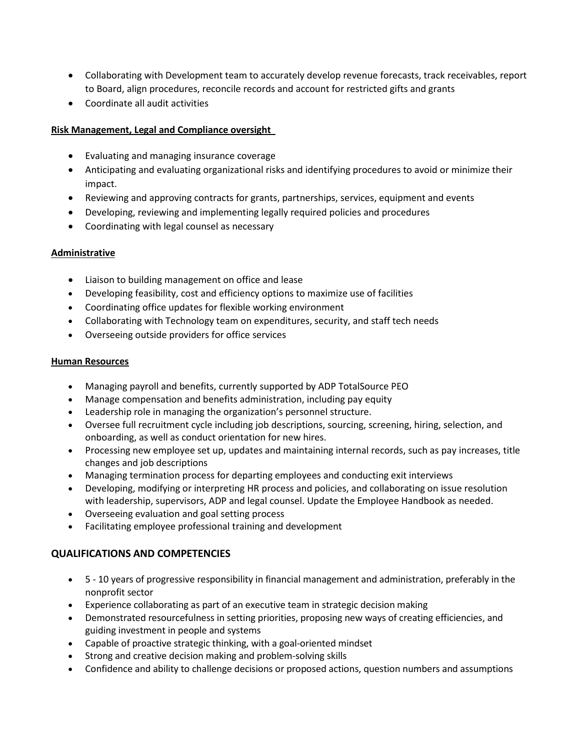- Collaborating with Development team to accurately develop revenue forecasts, track receivables, report to Board, align procedures, reconcile records and account for restricted gifts and grants
- Coordinate all audit activities

**Risk Management, Legal and Compliance oversight**

- Evaluating and managing insurance coverage
- Anticipating and evaluating organizational risks and identifying procedures to avoid or minimize their impact.
- Reviewing and approving contracts for grants, partnerships, services, equipment and events
- Developing, reviewing and implementing legally required policies and procedures
- Coordinating with legal counsel as necessary

**Administrative**

- Liaison to building management on office and lease
- Developing feasibility, cost and efficiency options to maximize use of facilities
- Coordinating office updates for flexible working environment
- Collaborating with Technology team on expenditures, security, and staff tech needs
- Overseeing outside providers for office services

**Human Resources**

- Managing payroll and benefits, currently supported by ADP TotalSource PEO
- Manage compensation and benefits administration, including pay equity
- Leadership role in managing the organization's personnel structure.
- Oversee full recruitment cycle including job descriptions, sourcing, screening, hiring, selection, and onboarding, as well as conduct orientation for new hires.
- Processing new employee set up, updates and maintaining internal records, such as pay increases, title changes and job descriptions
- Managing termination process for departing employees and conducting exit interviews
- Developing, modifying or interpreting HR process and policies, and collaborating on issue resolution with leadership, supervisors, ADP and legal counsel. Update the Employee Handbook as needed.
- Overseeing evaluation and goal setting process
- Facilitating employee professional training and development

## QUALIFICATIONS AND COMPETENCIES

- 5 - 10 years of progressive responsibility in financial management and administration, preferably in the nonprofit sector
- Experience collaborating as part of an executive team in strategic decision making
- Demonstrated resourcefulness in setting priorities, proposing new ways of creating efficiencies, and guiding investment in people and systems
- Capable of proactive strategic thinking, with a goal-oriented mindset
- Strong and creative decision making and problem-solving skills
- Confidence and ability to challenge decisions or proposed actions, question numbers and assumptions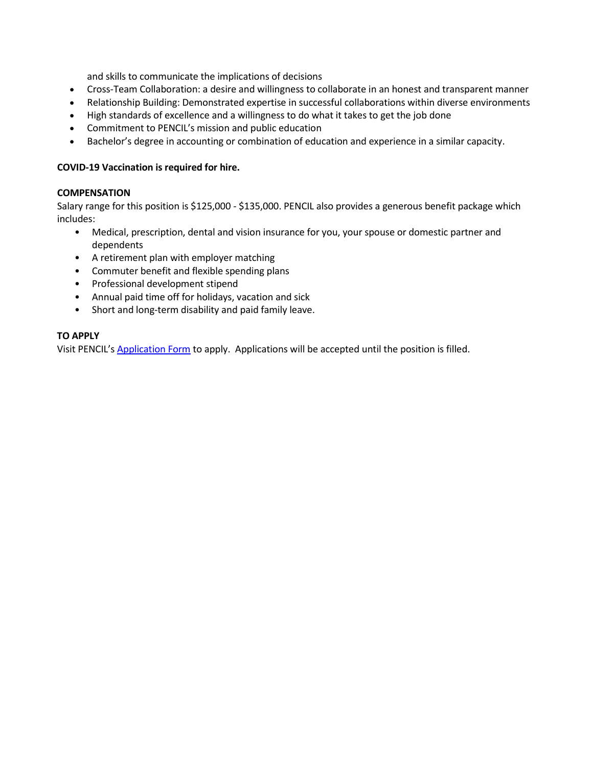and skills to communicate the implications of decisions

- Cross-Team Collaboration: a desire and willingness to collaborate in an honest and transparent manner
- Relationship Building: Demonstrated expertise in successful collaborations within diverse environments
- High standards of excellence and a willingness to do what it takes to get the job done
- Commitment to PENCIL's mission and public education
- Bachelor's degree in accounting or combination of education and experience in a similar capacity.

**COVID-19 Vaccination is required for hire.**

**COMPENSATION**

Salary range for this position is $125,000 - $135,000. PENCIL also provides a generous benefit package which includes:

- Medical, prescription, dental and vision insurance for you, your spouse or domestic partner and dependents
- A retirement plan with employer matching
- Commuter benefit and flexible spending plans
- Professional development stipend
- Annual paid time off for holidays, vacation and sick
- Short and long-term disability and paid family leave.

**TO APPLY**

Visit PENCIL's Application Form to apply. Applications will be accepted until the position is filled.